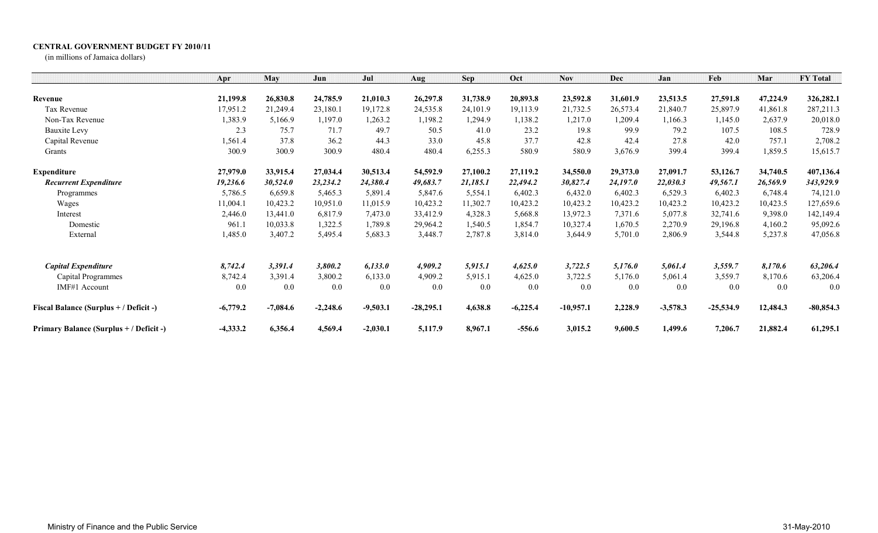**CENTRAL GOVERNMENT BUDGET FY 2010/11**

(in millions of Jamaica dollars)

| | Apr | May | Jun | Jul | Aug | Sep | Oct | Nov | Dec | Jan | Feb | Mar | FY Total |
|---|---|---|---|---|---|---|---|---|---|---|---|---|---|
| **Revenue** | **21,199.8** | **26,830.8** | **24,785.9** | **21,010.3** | **26,297.8** | **31,738.9** | **20,893.8** | **23,592.8** | **31,601.9** | **23,513.5** | **27,591.8** | **47,224.9** | **326,282.1** |
| Tax Revenue | 17,951.2 | 21,249.4 | 23,180.1 | 19,172.8 | 24,535.8 | 24,101.9 | 19,113.9 | 21,732.5 | 26,573.4 | 21,840.7 | 25,897.9 | 41,861.8 | 287,211.3 |
| Non-Tax Revenue | 1,383.9 | 5,166.9 | 1,197.0 | 1,263.2 | 1,198.2 | 1,294.9 | 1,138.2 | 1,217.0 | 1,209.4 | 1,166.3 | 1,145.0 | 2,637.9 | 20,018.0 |
| Bauxite Levy | 2.3 | 75.7 | 71.7 | 49.7 | 50.5 | 41.0 | 23.2 | 19.8 | 99.9 | 79.2 | 107.5 | 108.5 | 728.9 |
| Capital Revenue | 1,561.4 | 37.8 | 36.2 | 44.3 | 33.0 | 45.8 | 37.7 | 42.8 | 42.4 | 27.8 | 42.0 | 757.1 | 2,708.2 |
| Grants | 300.9 | 300.9 | 300.9 | 480.4 | 480.4 | 6,255.3 | 580.9 | 580.9 | 3,676.9 | 399.4 | 399.4 | 1,859.5 | 15,615.7 |
| **Expenditure** | **27,979.0** | **33,915.4** | **27,034.4** | **30,513.4** | **54,592.9** | **27,100.2** | **27,119.2** | **34,550.0** | **29,373.0** | **27,091.7** | **53,126.7** | **34,740.5** | **407,136.4** |
| ***Recurrent Expenditure*** | ***19,236.6*** | ***30,524.0*** | ***23,234.2*** | ***24,380.4*** | ***49,683.7*** | ***21,185.1*** | ***22,494.2*** | ***30,827.4*** | ***24,197.0*** | ***22,030.3*** | ***49,567.1*** | ***26,569.9*** | ***343,929.9*** |
| Programmes | 5,786.5 | 6,659.8 | 5,465.3 | 5,891.4 | 5,847.6 | 5,554.1 | 6,402.3 | 6,432.0 | 6,402.3 | 6,529.3 | 6,402.3 | 6,748.4 | 74,121.0 |
| Wages | 11,004.1 | 10,423.2 | 10,951.0 | 11,015.9 | 10,423.2 | 11,302.7 | 10,423.2 | 10,423.2 | 10,423.2 | 10,423.2 | 10,423.2 | 10,423.5 | 127,659.6 |
| Interest | 2,446.0 | 13,441.0 | 6,817.9 | 7,473.0 | 33,412.9 | 4,328.3 | 5,668.8 | 13,972.3 | 7,371.6 | 5,077.8 | 32,741.6 | 9,398.0 | 142,149.4 |
| Domestic | 961.1 | 10,033.8 | 1,322.5 | 1,789.8 | 29,964.2 | 1,540.5 | 1,854.7 | 10,327.4 | 1,670.5 | 2,270.9 | 29,196.8 | 4,160.2 | 95,092.6 |
| External | 1,485.0 | 3,407.2 | 5,495.4 | 5,683.3 | 3,448.7 | 2,787.8 | 3,814.0 | 3,644.9 | 5,701.0 | 2,806.9 | 3,544.8 | 5,237.8 | 47,056.8 |
| ***Capital Expenditure*** | ***8,742.4*** | ***3,391.4*** | ***3,800.2*** | ***6,133.0*** | ***4,909.2*** | ***5,915.1*** | ***4,625.0*** | ***3,722.5*** | ***5,176.0*** | ***5,061.4*** | ***3,559.7*** | ***8,170.6*** | ***63,206.4*** |
| Capital Programmes | 8,742.4 | 3,391.4 | 3,800.2 | 6,133.0 | 4,909.2 | 5,915.1 | 4,625.0 | 3,722.5 | 5,176.0 | 5,061.4 | 3,559.7 | 8,170.6 | 63,206.4 |
| IMF#1 Account | 0.0 | 0.0 | 0.0 | 0.0 | 0.0 | 0.0 | 0.0 | 0.0 | 0.0 | 0.0 | 0.0 | 0.0 | 0.0 |
| **Fiscal Balance (Surplus + / Deficit -)** | **-6,779.2** | **-7,084.6** | **-2,248.6** | **-9,503.1** | **-28,295.1** | **4,638.8** | **-6,225.4** | **-10,957.1** | **2,228.9** | **-3,578.3** | **-25,534.9** | **12,484.3** | **-80,854.3** |
| **Primary Balance (Surplus + / Deficit -)** | **-4,333.2** | **6,356.4** | **4,569.4** | **-2,030.1** | **5,117.9** | **8,967.1** | **-556.6** | **3,015.2** | **9,600.5** | **1,499.6** | **7,206.7** | **21,882.4** | **61,295.1** |

Ministry of Finance and the Public Service

31-May-2010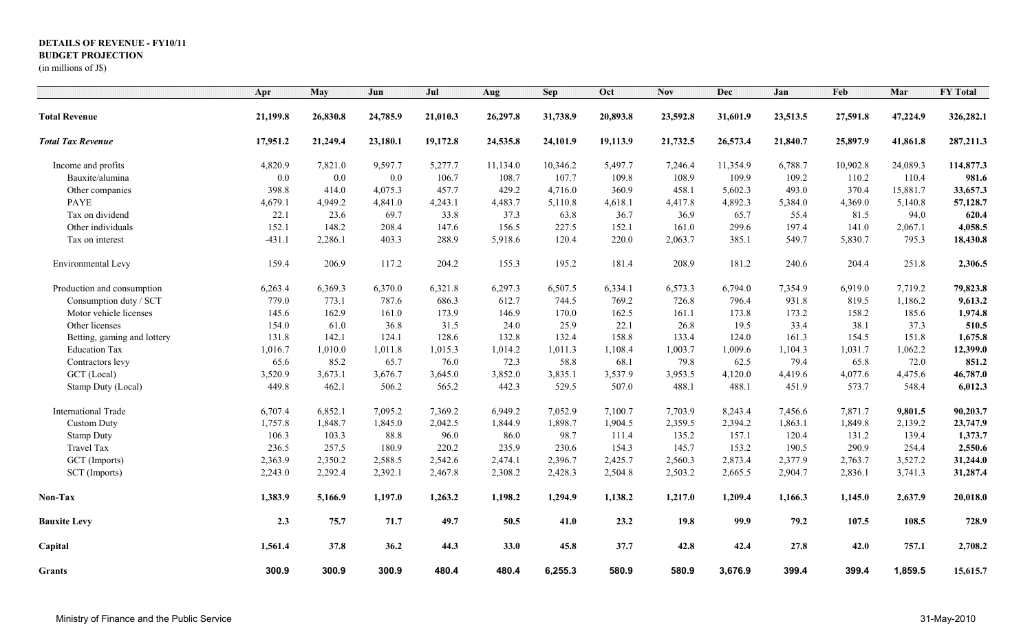**DETAILS OF REVENUE - FY10/11**
**BUDGET PROJECTION**
(in millions of J$)

| | Apr | May | Jun | Jul | Aug | Sep | Oct | Nov | Dec | Jan | Feb | Mar | FY Total |
|---|---|---|---|---|---|---|---|---|---|---|---|---|---|
| **Total Revenue** | **21,199.8** | **26,830.8** | **24,785.9** | **21,010.3** | **26,297.8** | **31,738.9** | **20,893.8** | **23,592.8** | **31,601.9** | **23,513.5** | **27,591.8** | **47,224.9** | **326,282.1** |
| ***Total Tax Revenue*** | **17,951.2** | **21,249.4** | **23,180.1** | **19,172.8** | **24,535.8** | **24,101.9** | **19,113.9** | **21,732.5** | **26,573.4** | **21,840.7** | **25,897.9** | **41,861.8** | **287,211.3** |
| Income and profits | 4,820.9 | 7,821.0 | 9,597.7 | 5,277.7 | 11,134.0 | 10,346.2 | 5,497.7 | 7,246.4 | 11,354.9 | 6,788.7 | 10,902.8 | 24,089.3 | **114,877.3** |
| Bauxite/alumina | 0.0 | 0.0 | 0.0 | 106.7 | 108.7 | 107.7 | 109.8 | 108.9 | 109.9 | 109.2 | 110.2 | 110.4 | **981.6** |
| Other companies | 398.8 | 414.0 | 4,075.3 | 457.7 | 429.2 | 4,716.0 | 360.9 | 458.1 | 5,602.3 | 493.0 | 370.4 | 15,881.7 | **33,657.3** |
| PAYE | 4,679.1 | 4,949.2 | 4,841.0 | 4,243.1 | 4,483.7 | 5,110.8 | 4,618.1 | 4,417.8 | 4,892.3 | 5,384.0 | 4,369.0 | 5,140.8 | **57,128.7** |
| Tax on dividend | 22.1 | 23.6 | 69.7 | 33.8 | 37.3 | 63.8 | 36.7 | 36.9 | 65.7 | 55.4 | 81.5 | 94.0 | **620.4** |
| Other individuals | 152.1 | 148.2 | 208.4 | 147.6 | 156.5 | 227.5 | 152.1 | 161.0 | 299.6 | 197.4 | 141.0 | 2,067.1 | **4,058.5** |
| Tax on interest | -431.1 | 2,286.1 | 403.3 | 288.9 | 5,918.6 | 120.4 | 220.0 | 2,063.7 | 385.1 | 549.7 | 5,830.7 | 795.3 | **18,430.8** |
| Environmental Levy | 159.4 | 206.9 | 117.2 | 204.2 | 155.3 | 195.2 | 181.4 | 208.9 | 181.2 | 240.6 | 204.4 | 251.8 | **2,306.5** |
| Production and consumption | 6,263.4 | 6,369.3 | 6,370.0 | 6,321.8 | 6,297.3 | 6,507.5 | 6,334.1 | 6,573.3 | 6,794.0 | 7,354.9 | 6,919.0 | 7,719.2 | **79,823.8** |
| Consumption duty / SCT | 779.0 | 773.1 | 787.6 | 686.3 | 612.7 | 744.5 | 769.2 | 726.8 | 796.4 | 931.8 | 819.5 | 1,186.2 | **9,613.2** |
| Motor vehicle licenses | 145.6 | 162.9 | 161.0 | 173.9 | 146.9 | 170.0 | 162.5 | 161.1 | 173.8 | 173.2 | 158.2 | 185.6 | **1,974.8** |
| Other licenses | 154.0 | 61.0 | 36.8 | 31.5 | 24.0 | 25.9 | 22.1 | 26.8 | 19.5 | 33.4 | 38.1 | 37.3 | **510.5** |
| Betting, gaming and lottery | 131.8 | 142.1 | 124.1 | 128.6 | 132.8 | 132.4 | 158.8 | 133.4 | 124.0 | 161.3 | 154.5 | 151.8 | **1,675.8** |
| Education Tax | 1,016.7 | 1,010.0 | 1,011.8 | 1,015.3 | 1,014.2 | 1,011.3 | 1,108.4 | 1,003.7 | 1,009.6 | 1,104.3 | 1,031.7 | 1,062.2 | **12,399.0** |
| Contractors levy | 65.6 | 85.2 | 65.7 | 76.0 | 72.3 | 58.8 | 68.1 | 79.8 | 62.5 | 79.4 | 65.8 | 72.0 | **851.2** |
| GCT (Local) | 3,520.9 | 3,673.1 | 3,676.7 | 3,645.0 | 3,852.0 | 3,835.1 | 3,537.9 | 3,953.5 | 4,120.0 | 4,419.6 | 4,077.6 | 4,475.6 | **46,787.0** |
| Stamp Duty (Local) | 449.8 | 462.1 | 506.2 | 565.2 | 442.3 | 529.5 | 507.0 | 488.1 | 488.1 | 451.9 | 573.7 | 548.4 | **6,012.3** |
| International Trade | 6,707.4 | 6,852.1 | 7,095.2 | 7,369.2 | 6,949.2 | 7,052.9 | 7,100.7 | 7,703.9 | 8,243.4 | 7,456.6 | 7,871.7 | **9,801.5** | **90,203.7** |
| Custom Duty | 1,757.8 | 1,848.7 | 1,845.0 | 2,042.5 | 1,844.9 | 1,898.7 | 1,904.5 | 2,359.5 | 2,394.2 | 1,863.1 | 1,849.8 | 2,139.2 | **23,747.9** |
| Stamp Duty | 106.3 | 103.3 | 88.8 | 96.0 | 86.0 | 98.7 | 111.4 | 135.2 | 157.1 | 120.4 | 131.2 | 139.4 | **1,373.7** |
| Travel Tax | 236.5 | 257.5 | 180.9 | 220.2 | 235.9 | 230.6 | 154.3 | 145.7 | 153.2 | 190.5 | 290.9 | 254.4 | **2,550.6** |
| GCT (Imports) | 2,363.9 | 2,350.2 | 2,588.5 | 2,542.6 | 2,474.1 | 2,396.7 | 2,425.7 | 2,560.3 | 2,873.4 | 2,377.9 | 2,763.7 | 3,527.2 | **31,244.0** |
| SCT (Imports) | 2,243.0 | 2,292.4 | 2,392.1 | 2,467.8 | 2,308.2 | 2,428.3 | 2,504.8 | 2,503.2 | 2,665.5 | 2,904.7 | 2,836.1 | 3,741.3 | **31,287.4** |
| **Non-Tax** | **1,383.9** | **5,166.9** | **1,197.0** | **1,263.2** | **1,198.2** | **1,294.9** | **1,138.2** | **1,217.0** | **1,209.4** | **1,166.3** | **1,145.0** | **2,637.9** | **20,018.0** |
| **Bauxite Levy** | **2.3** | **75.7** | **71.7** | **49.7** | **50.5** | **41.0** | **23.2** | **19.8** | **99.9** | **79.2** | **107.5** | **108.5** | **728.9** |
| **Capital** | **1,561.4** | **37.8** | **36.2** | **44.3** | **33.0** | **45.8** | **37.7** | **42.8** | **42.4** | **27.8** | **42.0** | **757.1** | **2,708.2** |
| **Grants** | **300.9** | **300.9** | **300.9** | **480.4** | **480.4** | **6,255.3** | **580.9** | **580.9** | **3,676.9** | **399.4** | **399.4** | **1,859.5** | **15,615.7** |

Ministry of Finance and the Public Service

31-May-2010